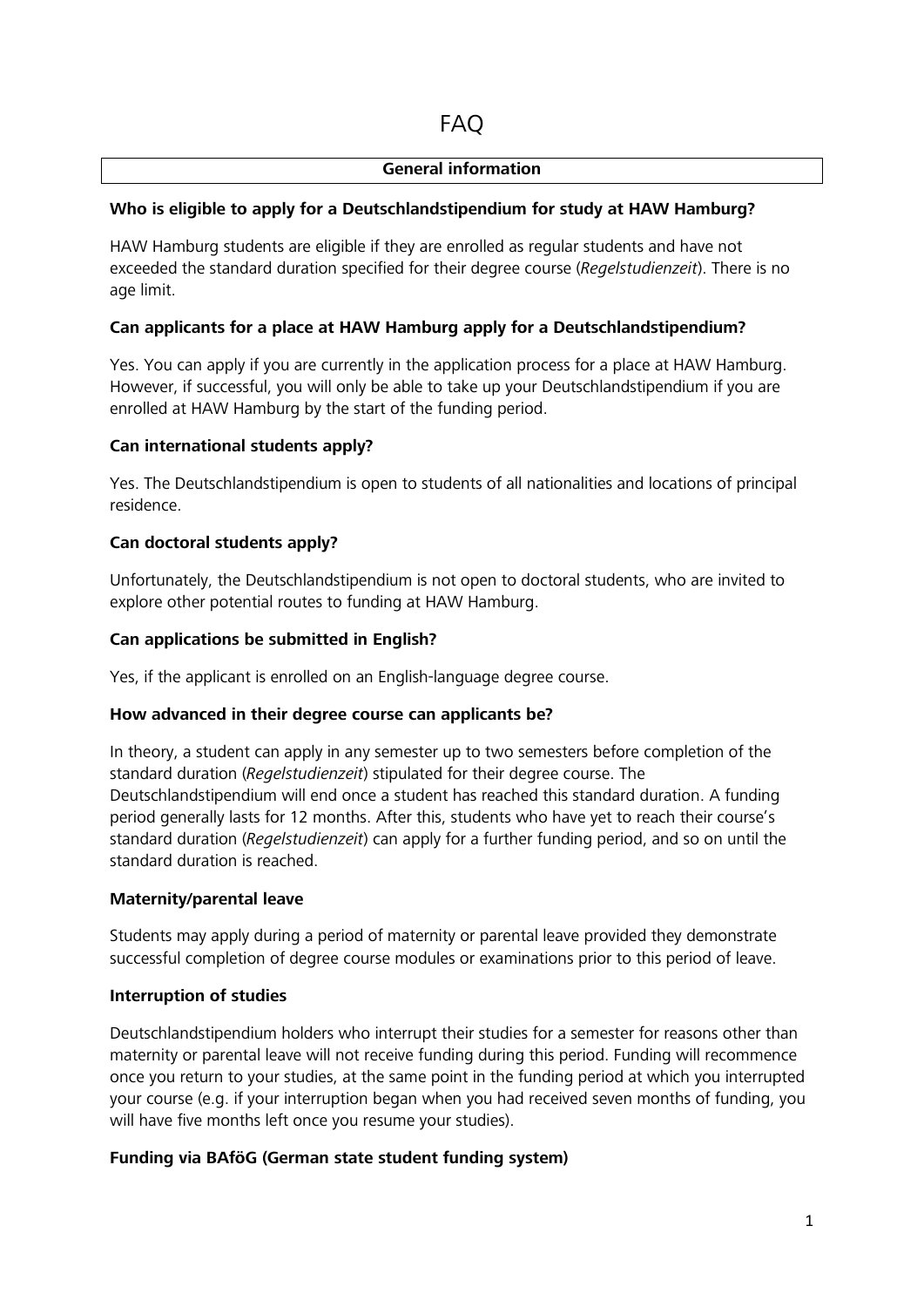# FAQ

## General information

### Who is eligible to apply for a Deutschlandstipendium for study at HAW Hamburg?

HAW Hamburg students are eligible if they are enrolled as regular students and have not exceeded the standard duration specified for their degree course (*Regelstudienzeit*). There is no age limit.

### Can applicants for a place at HAW Hamburg apply for a Deutschlandstipendium?

Yes. You can apply if you are currently in the application process for a place at HAW Hamburg. However, if successful, you will only be able to take up your Deutschlandstipendium if you are enrolled at HAW Hamburg by the start of the funding period.

### Can international students apply?

Yes. The Deutschlandstipendium is open to students of all nationalities and locations of principal residence.

### Can doctoral students apply?

Unfortunately, the Deutschlandstipendium is not open to doctoral students, who are invited to explore other potential routes to funding at HAW Hamburg.

### Can applications be submitted in English?

Yes, if the applicant is enrolled on an English-language degree course.

### How advanced in their degree course can applicants be?

In theory, a student can apply in any semester up to two semesters before completion of the standard duration (*Regelstudienzeit*) stipulated for their degree course. The Deutschlandstipendium will end once a student has reached this standard duration. A funding period generally lasts for 12 months. After this, students who have yet to reach their course's standard duration (*Regelstudienzeit*) can apply for a further funding period, and so on until the standard duration is reached.

### Maternity/parental leave

Students may apply during a period of maternity or parental leave provided they demonstrate successful completion of degree course modules or examinations prior to this period of leave.

### Interruption of studies

Deutschlandstipendium holders who interrupt their studies for a semester for reasons other than maternity or parental leave will not receive funding during this period. Funding will recommence once you return to your studies, at the same point in the funding period at which you interrupted your course (e.g. if your interruption began when you had received seven months of funding, you will have five months left once you resume your studies).

### Funding via BAföG (German state student funding system)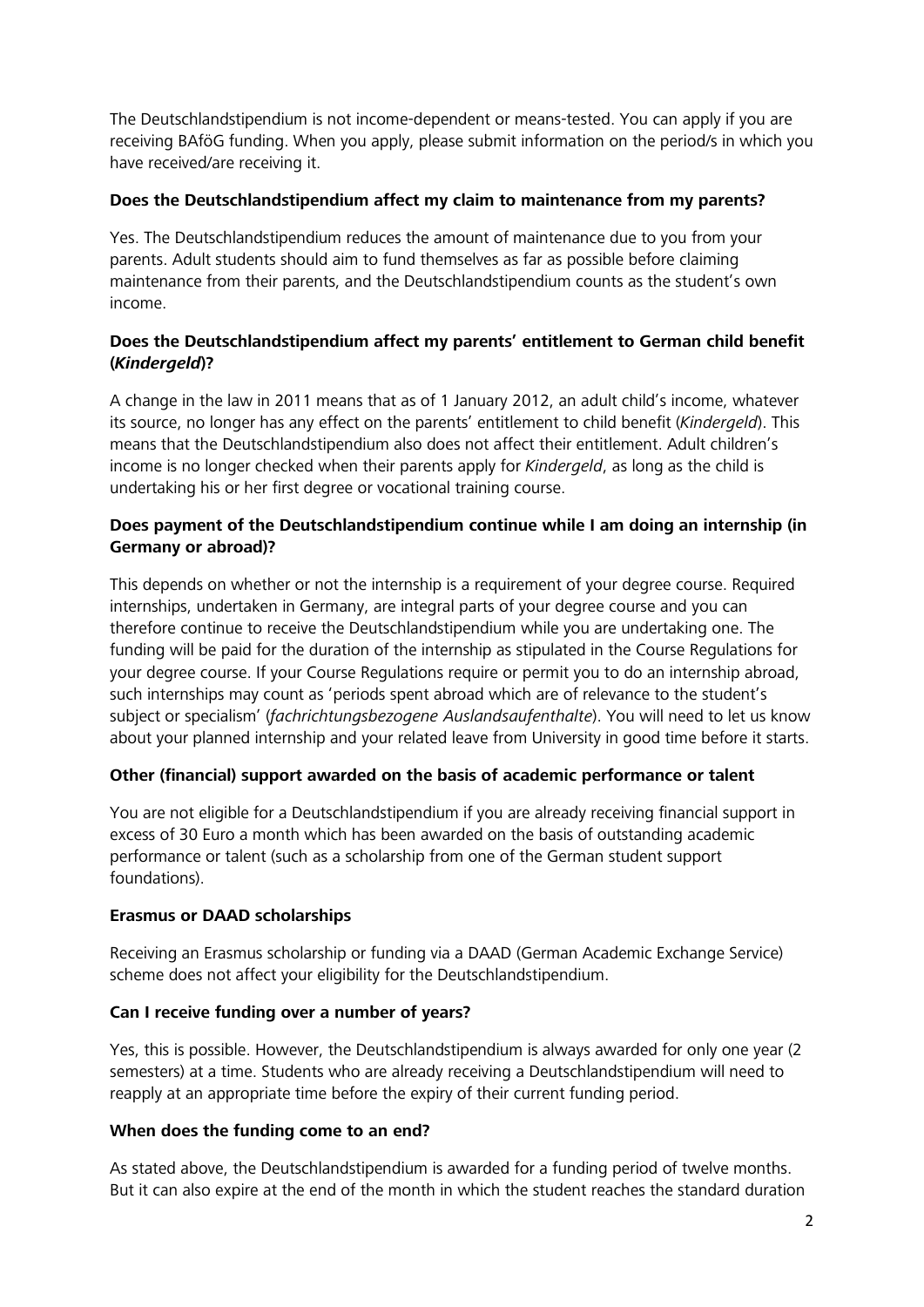The Deutschlandstipendium is not income-dependent or means-tested. You can apply if you are receiving BAföG funding. When you apply, please submit information on the period/s in which you have received/are receiving it.

**Does the Deutschlandstipendium affect my claim to maintenance from my parents?**

Yes. The Deutschlandstipendium reduces the amount of maintenance due to you from your parents. Adult students should aim to fund themselves as far as possible before claiming maintenance from their parents, and the Deutschlandstipendium counts as the student's own income.

**Does the Deutschlandstipendium affect my parents' entitlement to German child benefit (*Kindergeld*)?**

A change in the law in 2011 means that as of 1 January 2012, an adult child's income, whatever its source, no longer has any effect on the parents' entitlement to child benefit (*Kindergeld*). This means that the Deutschlandstipendium also does not affect their entitlement. Adult children's income is no longer checked when their parents apply for *Kindergeld*, as long as the child is undertaking his or her first degree or vocational training course.

**Does payment of the Deutschlandstipendium continue while I am doing an internship (in Germany or abroad)?**

This depends on whether or not the internship is a requirement of your degree course. Required internships, undertaken in Germany, are integral parts of your degree course and you can therefore continue to receive the Deutschlandstipendium while you are undertaking one. The funding will be paid for the duration of the internship as stipulated in the Course Regulations for your degree course. If your Course Regulations require or permit you to do an internship abroad, such internships may count as 'periods spent abroad which are of relevance to the student's subject or specialism' (*fachrichtungsbezogene Auslandsaufenthalte*). You will need to let us know about your planned internship and your related leave from University in good time before it starts.

**Other (financial) support awarded on the basis of academic performance or talent**

You are not eligible for a Deutschlandstipendium if you are already receiving financial support in excess of 30 Euro a month which has been awarded on the basis of outstanding academic performance or talent (such as a scholarship from one of the German student support foundations).

**Erasmus or DAAD scholarships**

Receiving an Erasmus scholarship or funding via a DAAD (German Academic Exchange Service) scheme does not affect your eligibility for the Deutschlandstipendium.

**Can I receive funding over a number of years?**

Yes, this is possible. However, the Deutschlandstipendium is always awarded for only one year (2 semesters) at a time. Students who are already receiving a Deutschlandstipendium will need to reapply at an appropriate time before the expiry of their current funding period.

**When does the funding come to an end?**

As stated above, the Deutschlandstipendium is awarded for a funding period of twelve months. But it can also expire at the end of the month in which the student reaches the standard duration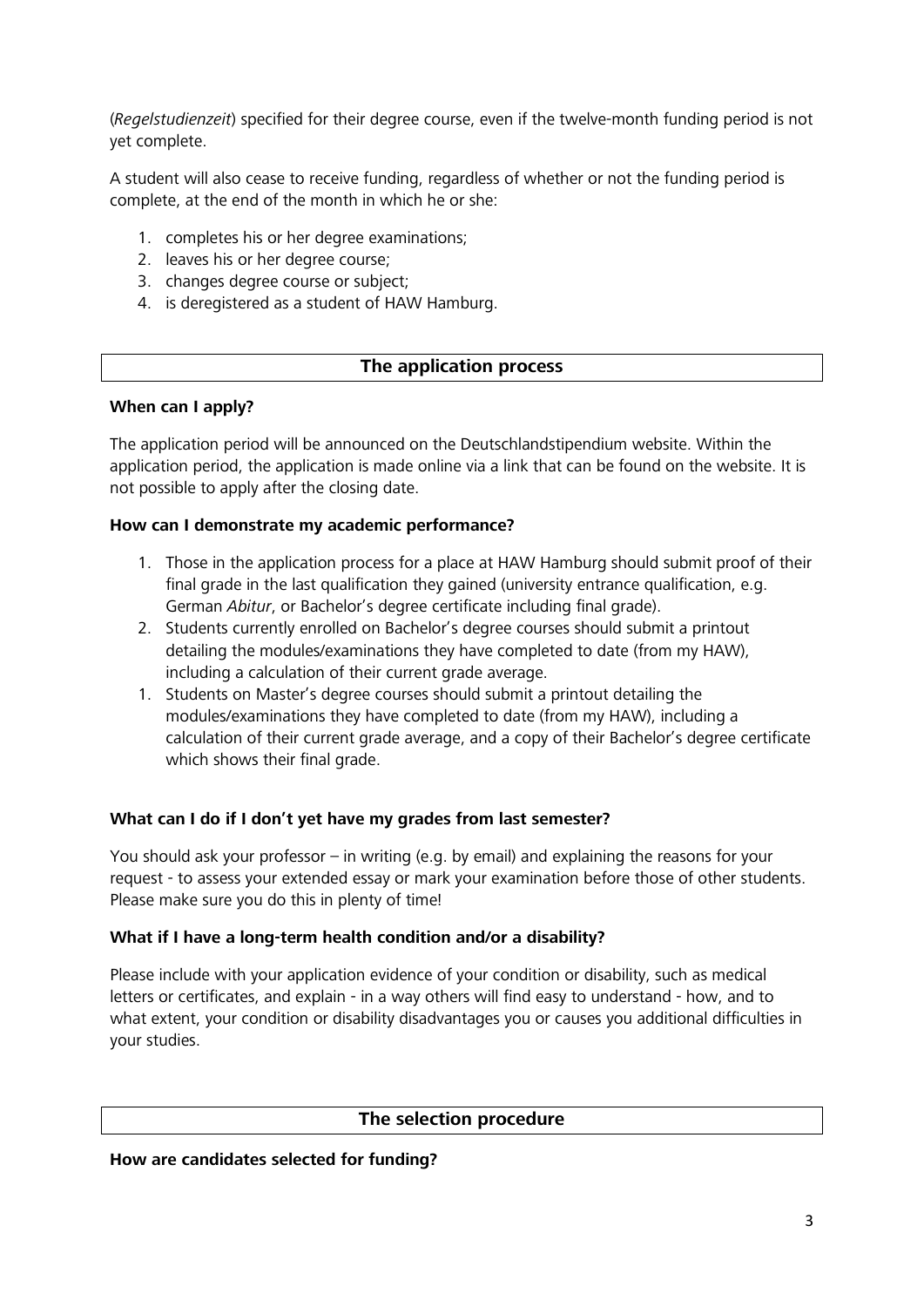(*Regelstudienzeit*) specified for their degree course, even if the twelve-month funding period is not yet complete.

A student will also cease to receive funding, regardless of whether or not the funding period is complete, at the end of the month in which he or she:

1. completes his or her degree examinations;
2. leaves his or her degree course;
3. changes degree course or subject;
4. is deregistered as a student of HAW Hamburg.

## The application process

**When can I apply?**

The application period will be announced on the Deutschlandstipendium website. Within the application period, the application is made online via a link that can be found on the website. It is not possible to apply after the closing date.

**How can I demonstrate my academic performance?**

1. Those in the application process for a place at HAW Hamburg should submit proof of their final grade in the last qualification they gained (university entrance qualification, e.g. German *Abitur*, or Bachelor's degree certificate including final grade).
2. Students currently enrolled on Bachelor's degree courses should submit a printout detailing the modules/examinations they have completed to date (from my HAW), including a calculation of their current grade average.
1. Students on Master's degree courses should submit a printout detailing the modules/examinations they have completed to date (from my HAW), including a calculation of their current grade average, and a copy of their Bachelor's degree certificate which shows their final grade.

**What can I do if I don't yet have my grades from last semester?**

You should ask your professor – in writing (e.g. by email) and explaining the reasons for your request - to assess your extended essay or mark your examination before those of other students. Please make sure you do this in plenty of time!

**What if I have a long-term health condition and/or a disability?**

Please include with your application evidence of your condition or disability, such as medical letters or certificates, and explain - in a way others will find easy to understand - how, and to what extent, your condition or disability disadvantages you or causes you additional difficulties in your studies.

## The selection procedure

**How are candidates selected for funding?**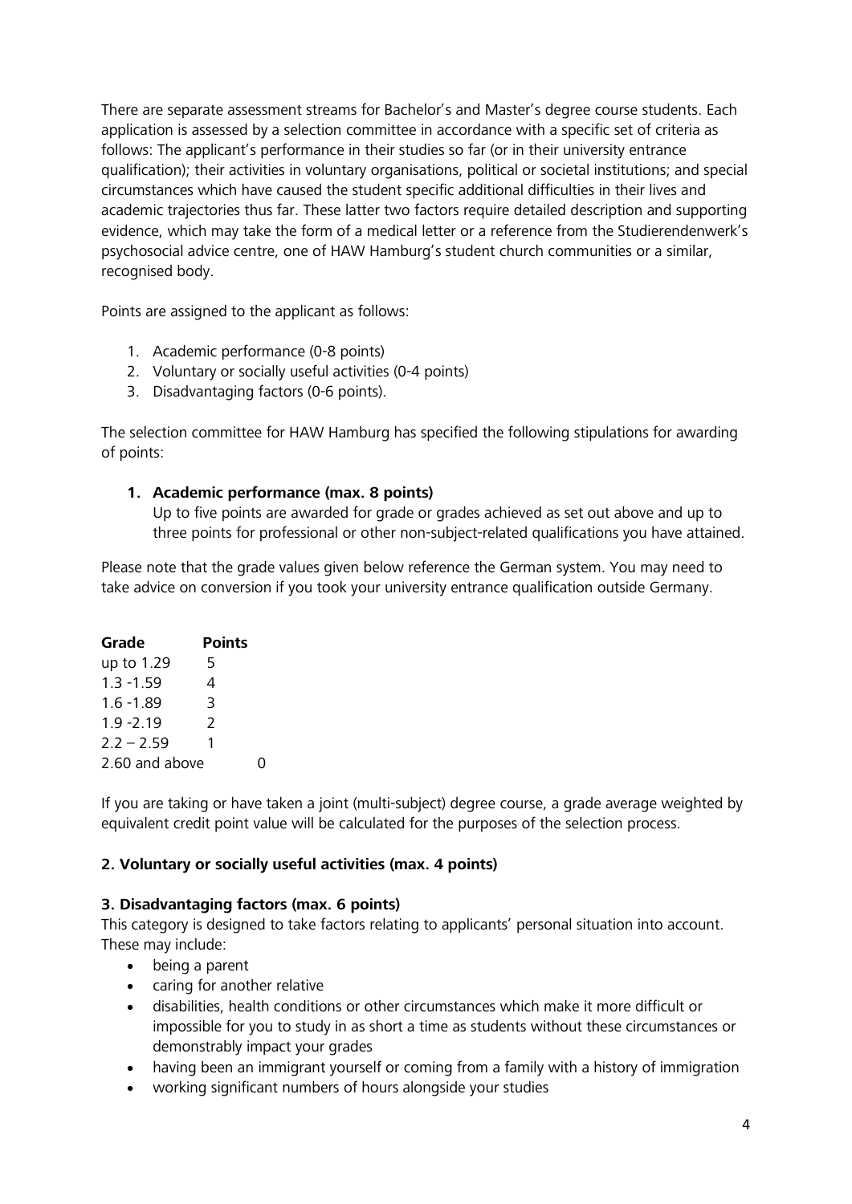There are separate assessment streams for Bachelor's and Master's degree course students. Each application is assessed by a selection committee in accordance with a specific set of criteria as follows: The applicant's performance in their studies so far (or in their university entrance qualification); their activities in voluntary organisations, political or societal institutions; and special circumstances which have caused the student specific additional difficulties in their lives and academic trajectories thus far. These latter two factors require detailed description and supporting evidence, which may take the form of a medical letter or a reference from the Studierendenwerk's psychosocial advice centre, one of HAW Hamburg's student church communities or a similar, recognised body.

Points are assigned to the applicant as follows:

1. Academic performance (0-8 points)
2. Voluntary or socially useful activities (0-4 points)
3. Disadvantaging factors (0-6 points).

The selection committee for HAW Hamburg has specified the following stipulations for awarding of points:

1. **Academic performance (max. 8 points)**
   Up to five points are awarded for grade or grades achieved as set out above and up to three points for professional or other non-subject-related qualifications you have attained.

Please note that the grade values given below reference the German system. You may need to take advice on conversion if you took your university entrance qualification outside Germany.

| Grade | Points |
|---|---|
| up to 1.29 | 5 |
| 1.3 -1.59 | 4 |
| 1.6 -1.89 | 3 |
| 1.9 -2.19 | 2 |
| 2.2 – 2.59 | 1 |
| 2.60 and above | 0 |

If you are taking or have taken a joint (multi-subject) degree course, a grade average weighted by equivalent credit point value will be calculated for the purposes of the selection process.

**2. Voluntary or socially useful activities (max. 4 points)**

**3. Disadvantaging factors (max. 6 points)**

This category is designed to take factors relating to applicants' personal situation into account. These may include:

- being a parent
- caring for another relative
- disabilities, health conditions or other circumstances which make it more difficult or impossible for you to study in as short a time as students without these circumstances or demonstrably impact your grades
- having been an immigrant yourself or coming from a family with a history of immigration
- working significant numbers of hours alongside your studies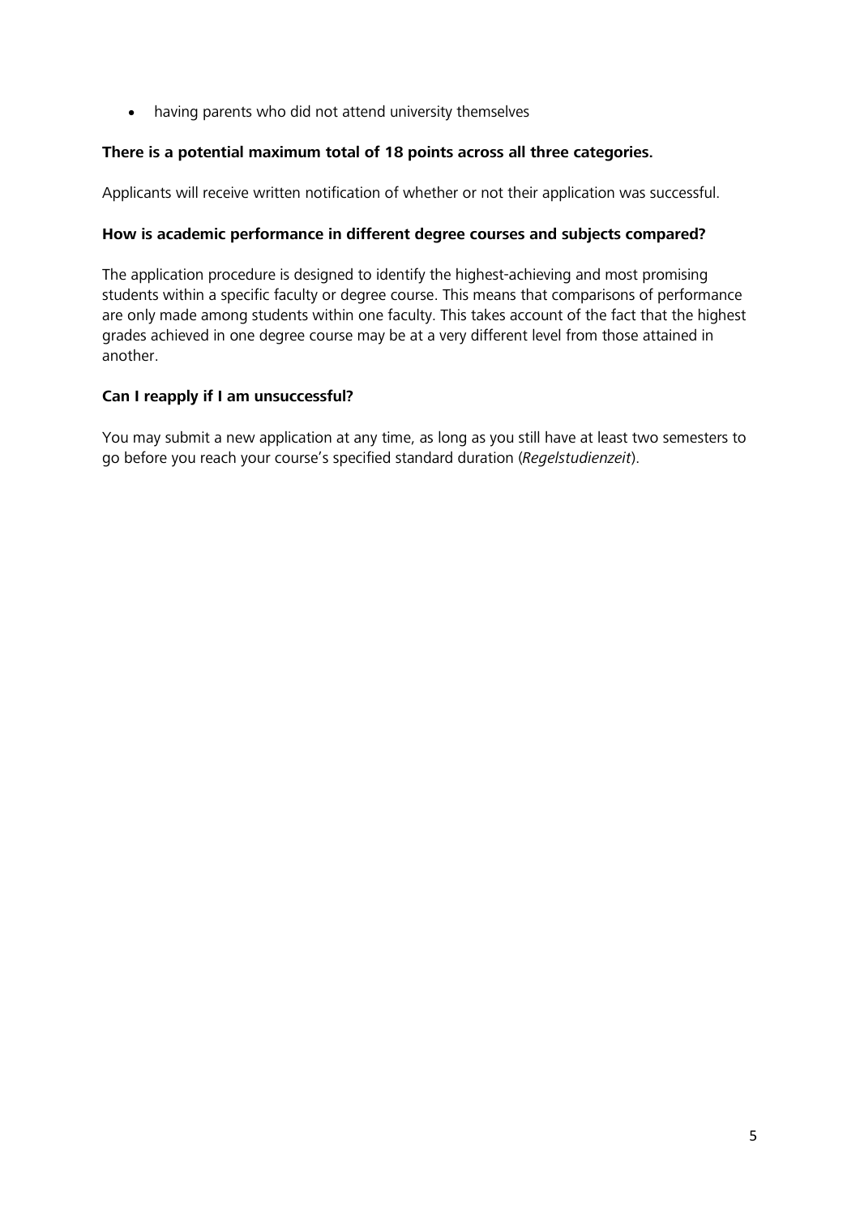- having parents who did not attend university themselves

**There is a potential maximum total of 18 points across all three categories.**

Applicants will receive written notification of whether or not their application was successful.

**How is academic performance in different degree courses and subjects compared?**

The application procedure is designed to identify the highest-achieving and most promising students within a specific faculty or degree course. This means that comparisons of performance are only made among students within one faculty. This takes account of the fact that the highest grades achieved in one degree course may be at a very different level from those attained in another.

**Can I reapply if I am unsuccessful?**

You may submit a new application at any time, as long as you still have at least two semesters to go before you reach your course's specified standard duration (*Regelstudienzeit*).